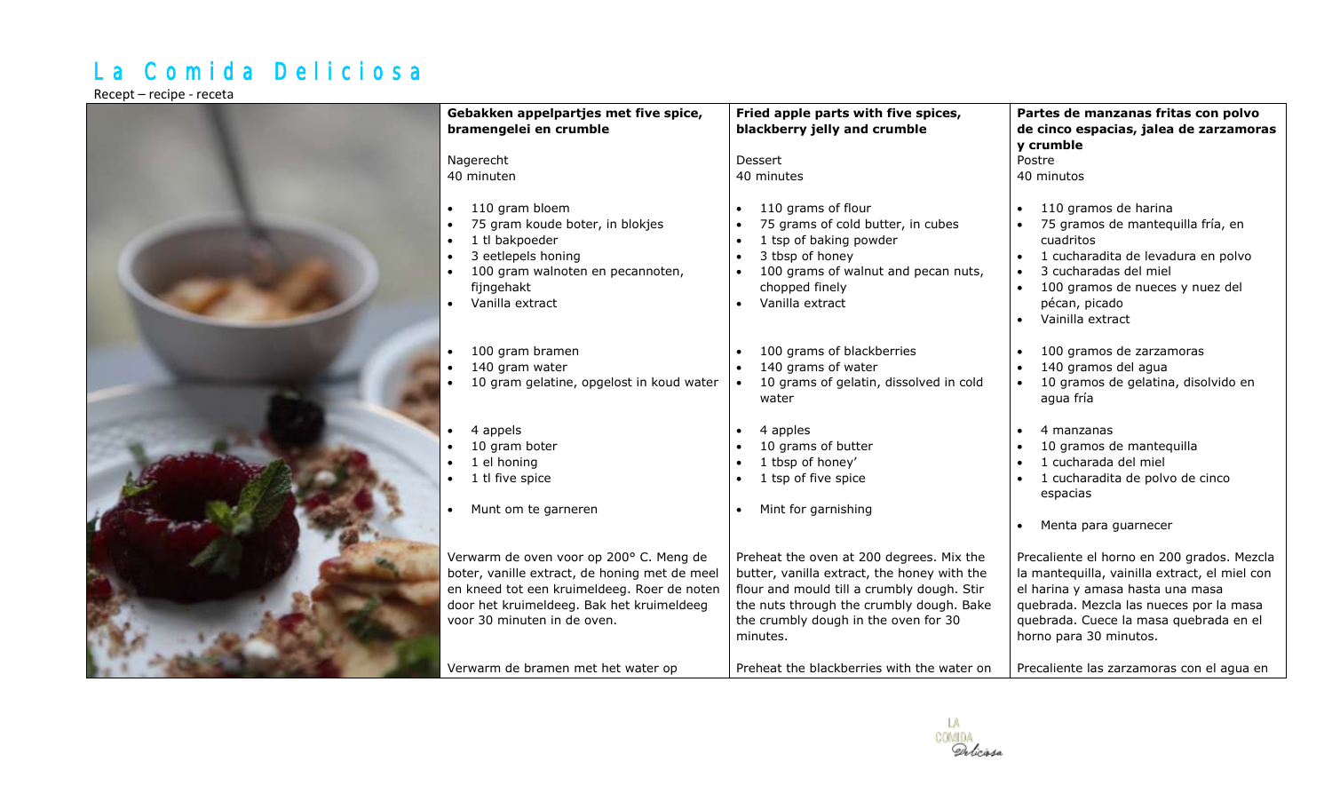# La Comida Deliciosa

Recept – recipe - receta

| Gebakken appelpartjes met five spice, bramengelei en crumble | Fried apple parts with five spices, blackberry jelly and crumble | Partes de manzanas fritas con polvo de cinco espacias, jalea de zarzamoras y crumble |
|---|---|---|
| Nagerecht<br>40 minuten | Dessert<br>40 minutes | Postre<br>40 minutos |
| • 110 gram bloem<br>• 75 gram koude boter, in blokjes<br>• 1 tl bakpoeder<br>• 3 eetlepels honing<br>• 100 gram walnoten en pecannoten, fijngehakt<br>• Vanilla extract | • 110 grams of flour<br>• 75 grams of cold butter, in cubes<br>• 1 tsp of baking powder<br>• 3 tbsp of honey<br>• 100 grams of walnut and pecan nuts, chopped finely<br>• Vanilla extract | • 110 gramos de harina<br>• 75 gramos de mantequilla fría, en cuadritos<br>• 1 cucharadita de levadura en polvo<br>• 3 cucharadas del miel<br>• 100 gramos de nueces y nuez del pécan, picado<br>• Vainilla extract |
| • 100 gram bramen<br>• 140 gram water<br>• 10 gram gelatine, opgelost in koud water | • 100 grams of blackberries<br>• 140 grams of water<br>• 10 grams of gelatin, dissolved in cold water | • 100 gramos de zarzamoras<br>• 140 gramos del agua<br>• 10 gramos de gelatina, disolvido en agua fría |
| • 4 appels<br>• 10 gram boter<br>• 1 el honing<br>• 1 tl five spice | • 4 apples<br>• 10 grams of butter<br>• 1 tbsp of honey'<br>• 1 tsp of five spice | • 4 manzanas<br>• 10 gramos de mantequilla<br>• 1 cucharada del miel<br>• 1 cucharadita de polvo de cinco espacias |
| • Munt om te garneren | • Mint for garnishing | • Menta para guarnecer |
| Verwarm de oven voor op 200° C. Meng de boter, vanille extract, de honing met de meel en kneed tot een kruimeldeeg. Roer de noten door het kruimeldeeg. Bak het kruimeldeeg voor 30 minuten in de oven. | Preheat the oven at 200 degrees. Mix the butter, vanilla extract, the honey with the flour and mould till a crumbly dough. Stir the nuts through the crumbly dough. Bake the crumbly dough in the oven for 30 minutes. | Precaliente el horno en 200 grados. Mezcla la mantequilla, vainilla extract, el miel con el harina y amasa hasta una masa quebrada. Mezcla las nueces por la masa quebrada. Cuece la masa quebrada en el horno para 30 minutos. |
| Verwarm de bramen met het water op | Preheat the blackberries with the water on | Precaliente las zarzamoras con el agua en |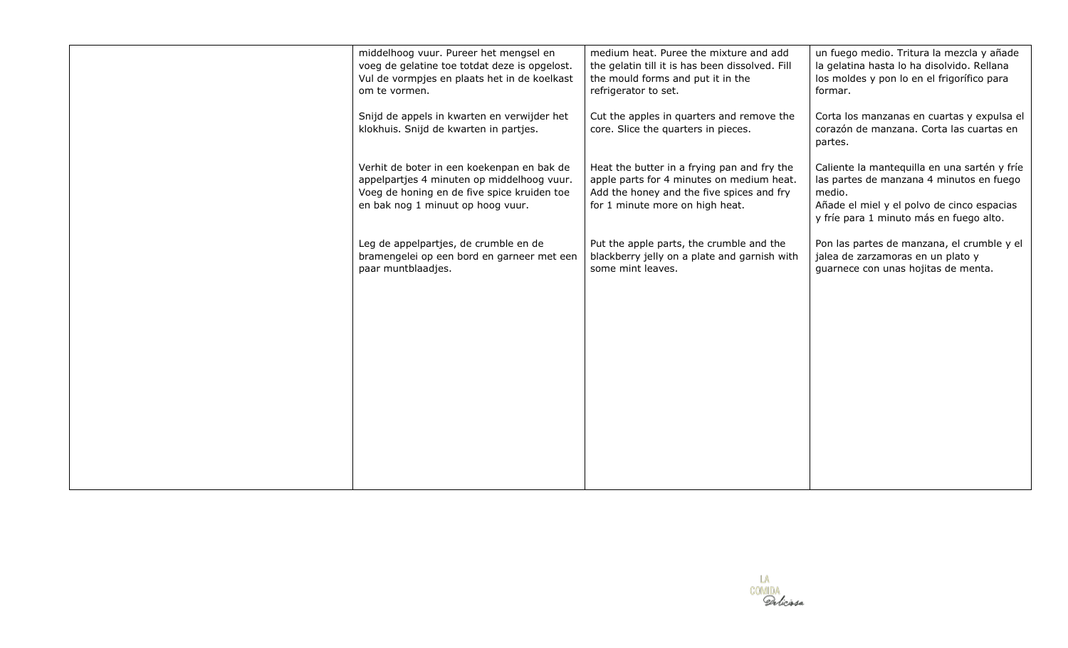| | | | |
|---|---|---|---|
| | middelhoog vuur. Pureer het mengsel en voeg de gelatine toe totdat deze is opgelost. Vul de vormpjes en plaats het in de koelkast om te vormen.<br><br>Snijd de appels in kwarten en verwijder het klokhuis. Snijd de kwarten in partjes.<br><br>Verhit de boter in een koekenpan en bak de appelpartjes 4 minuten op middelhoog vuur. Voeg de honing en de five spice kruiden toe en bak nog 1 minuut op hoog vuur.<br><br>Leg de appelpartjes, de crumble en de bramengelei op een bord en garneer met een paar muntblaadjes. | medium heat. Puree the mixture and add the gelatin till it is has been dissolved. Fill the mould forms and put it in the refrigerator to set.<br><br>Cut the apples in quarters and remove the core. Slice the quarters in pieces.<br><br>Heat the butter in a frying pan and fry the apple parts for 4 minutes on medium heat. Add the honey and the five spices and fry for 1 minute more on high heat.<br><br>Put the apple parts, the crumble and the blackberry jelly on a plate and garnish with some mint leaves. | un fuego medio. Tritura la mezcla y añade la gelatina hasta lo ha disolvido. Rellana los moldes y pon lo en el frigorífico para formar.<br><br>Corta los manzanas en cuartas y expulsa el corazón de manzana. Corta las cuartas en partes.<br><br>Caliente la mantequilla en una sartén y fríe las partes de manzana 4 minutos en fuego medio.<br>Añade el miel y el polvo de cinco espacias y fríe para 1 minuto más en fuego alto.<br><br>Pon las partes de manzana, el crumble y el jalea de zarzamoras en un plato y guarnece con unas hojitas de menta. |

LA COMIDA Delicosa